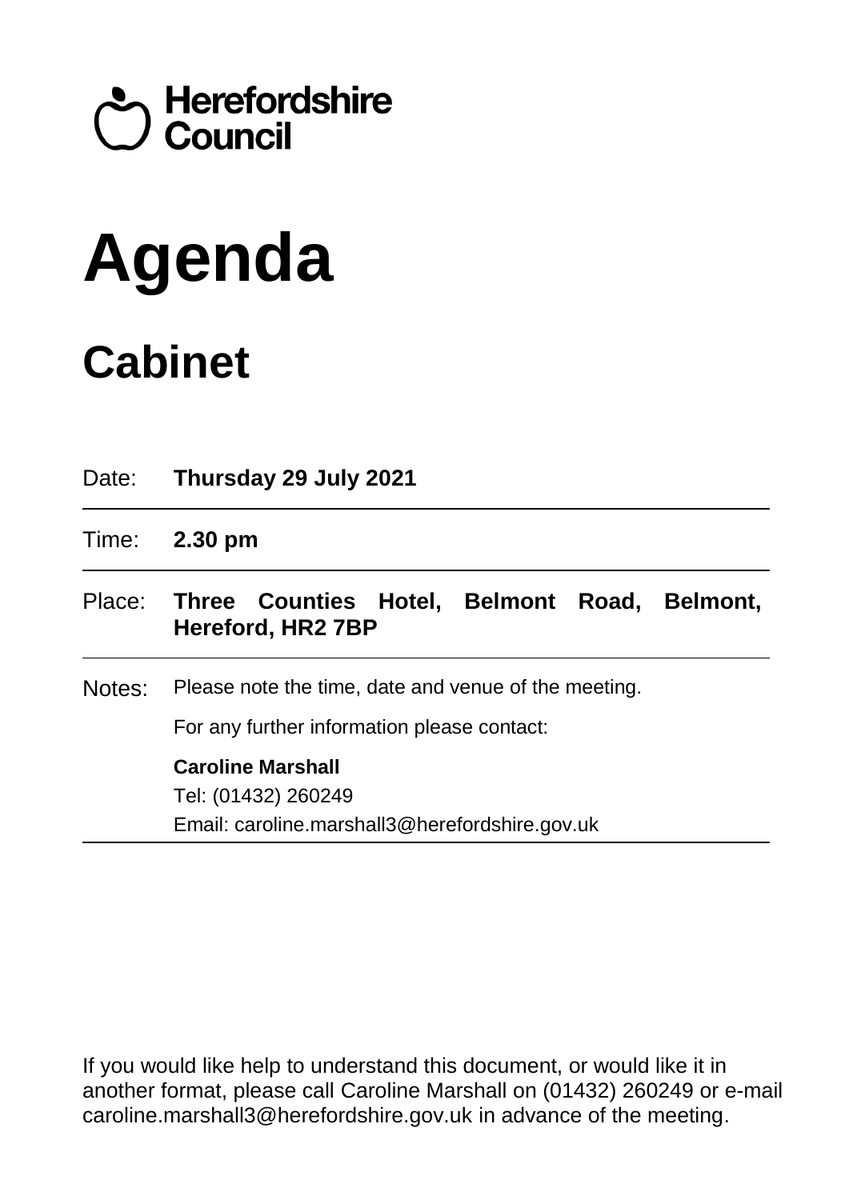Herefordshire Council

# Agenda

## Cabinet

| | |
|---|---|
| Date: | **Thursday 29 July 2021** |
| Time: | **2.30 pm** |
| Place: | **Three Counties Hotel, Belmont Road, Belmont, Hereford, HR2 7BP** |
| Notes: | Please note the time, date and venue of the meeting. For any further information please contact: **Caroline Marshall** Tel: (01432) 260249 Email: caroline.marshall3@herefordshire.gov.uk |

If you would like help to understand this document, or would like it in another format, please call Caroline Marshall on (01432) 260249 or e-mail caroline.marshall3@herefordshire.gov.uk in advance of the meeting.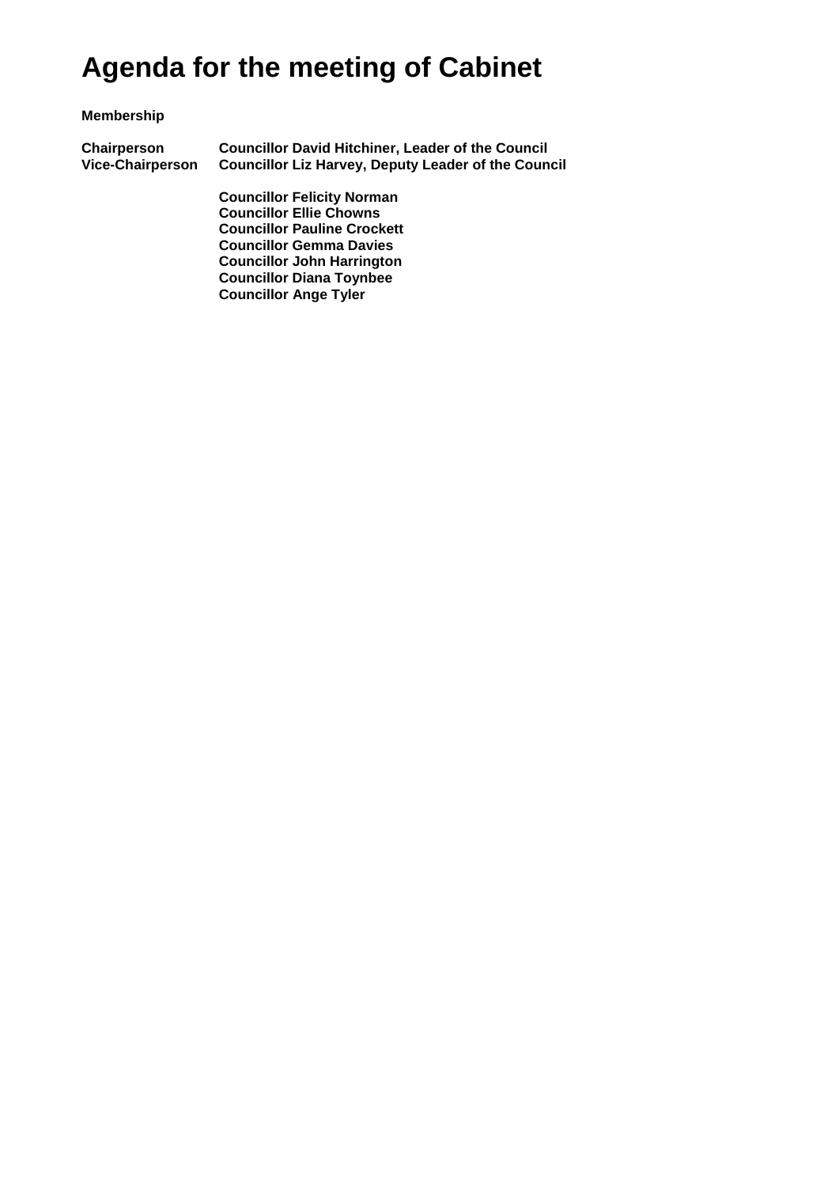# Agenda for the meeting of Cabinet

**Membership**

| | |
|---|---|
| **Chairperson** | **Councillor David Hitchiner, Leader of the Council** |
| **Vice-Chairperson** | **Councillor Liz Harvey, Deputy Leader of the Council** |
| | **Councillor Felicity Norman** |
| | **Councillor Ellie Chowns** |
| | **Councillor Pauline Crockett** |
| | **Councillor Gemma Davies** |
| | **Councillor John Harrington** |
| | **Councillor Diana Toynbee** |
| | **Councillor Ange Tyler** |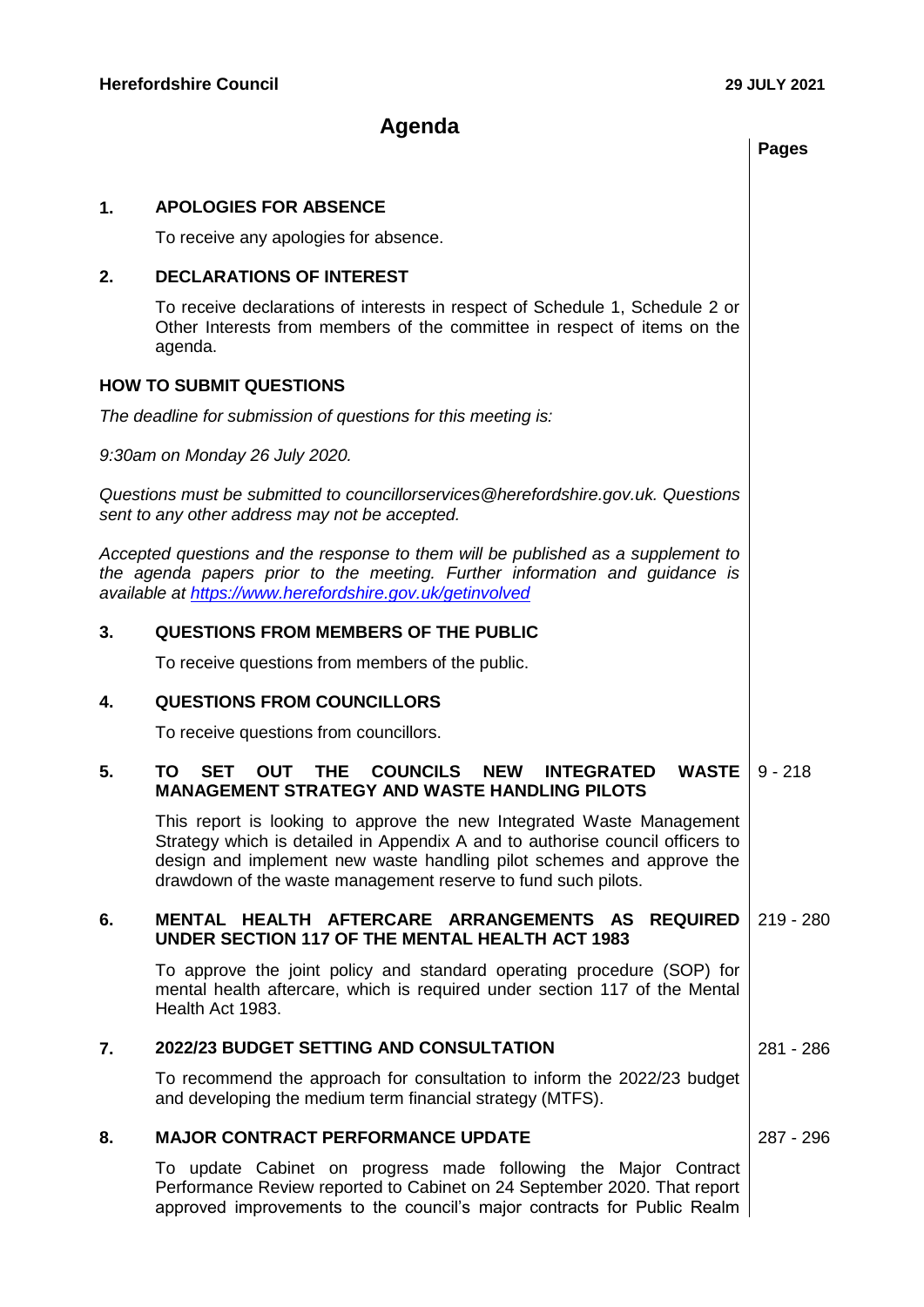**Herefordshire Council** **29 JULY 2021**

# Agenda

| | | Pages |
|---|---|---|
| **1.** | **APOLOGIES FOR ABSENCE**<br><br>To receive any apologies for absence. | |
| **2.** | **DECLARATIONS OF INTEREST**<br><br>To receive declarations of interests in respect of Schedule 1, Schedule 2 or Other Interests from members of the committee in respect of items on the agenda. | |

**HOW TO SUBMIT QUESTIONS**

*The deadline for submission of questions for this meeting is:*

*9:30am on Monday 26 July 2020.*

*Questions must be submitted to councillorservices@herefordshire.gov.uk. Questions sent to any other address may not be accepted.*

*Accepted questions and the response to them will be published as a supplement to the agenda papers prior to the meeting. Further information and guidance is available at [https://www.herefordshire.gov.uk/getinvolved](https://www.herefordshire.gov.uk/getinvolved)*

| | | Pages |
|---|---|---|
| **3.** | **QUESTIONS FROM MEMBERS OF THE PUBLIC**<br><br>To receive questions from members of the public. | |
| **4.** | **QUESTIONS FROM COUNCILLORS**<br><br>To receive questions from councillors. | |
| **5.** | **TO SET OUT THE COUNCILS NEW INTEGRATED WASTE MANAGEMENT STRATEGY AND WASTE HANDLING PILOTS**<br><br>This report is looking to approve the new Integrated Waste Management Strategy which is detailed in Appendix A and to authorise council officers to design and implement new waste handling pilot schemes and approve the drawdown of the waste management reserve to fund such pilots. | 9 - 218 |
| **6.** | **MENTAL HEALTH AFTERCARE ARRANGEMENTS AS REQUIRED UNDER SECTION 117 OF THE MENTAL HEALTH ACT 1983**<br><br>To approve the joint policy and standard operating procedure (SOP) for mental health aftercare, which is required under section 117 of the Mental Health Act 1983. | 219 - 280 |
| **7.** | **2022/23 BUDGET SETTING AND CONSULTATION**<br><br>To recommend the approach for consultation to inform the 2022/23 budget and developing the medium term financial strategy (MTFS). | 281 - 286 |
| **8.** | **MAJOR CONTRACT PERFORMANCE UPDATE**<br><br>To update Cabinet on progress made following the Major Contract Performance Review reported to Cabinet on 24 September 2020. That report approved improvements to the council's major contracts for Public Realm | 287 - 296 |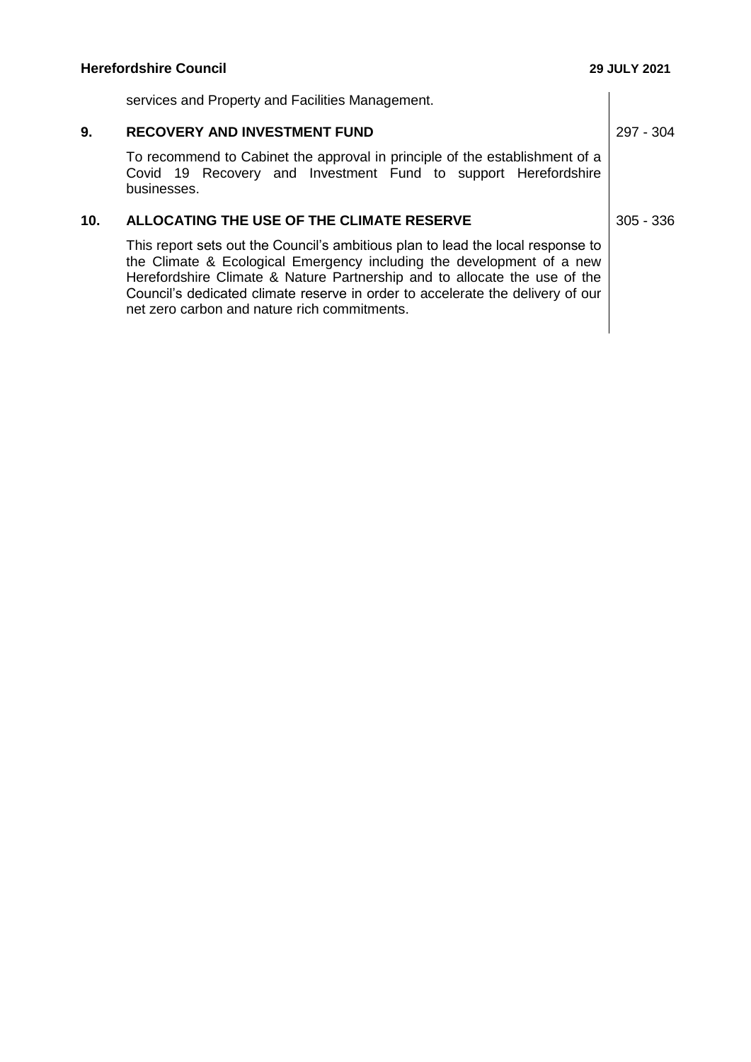services and Property and Facilities Management.

| | | |
|---|---|---|
| **9.** | **RECOVERY AND INVESTMENT FUND**<br><br>To recommend to Cabinet the approval in principle of the establishment of a Covid 19 Recovery and Investment Fund to support Herefordshire businesses. | 297 - 304 |
| **10.** | **ALLOCATING THE USE OF THE CLIMATE RESERVE**<br><br>This report sets out the Council's ambitious plan to lead the local response to the Climate & Ecological Emergency including the development of a new Herefordshire Climate & Nature Partnership and to allocate the use of the Council's dedicated climate reserve in order to accelerate the delivery of our net zero carbon and nature rich commitments. | 305 - 336 |